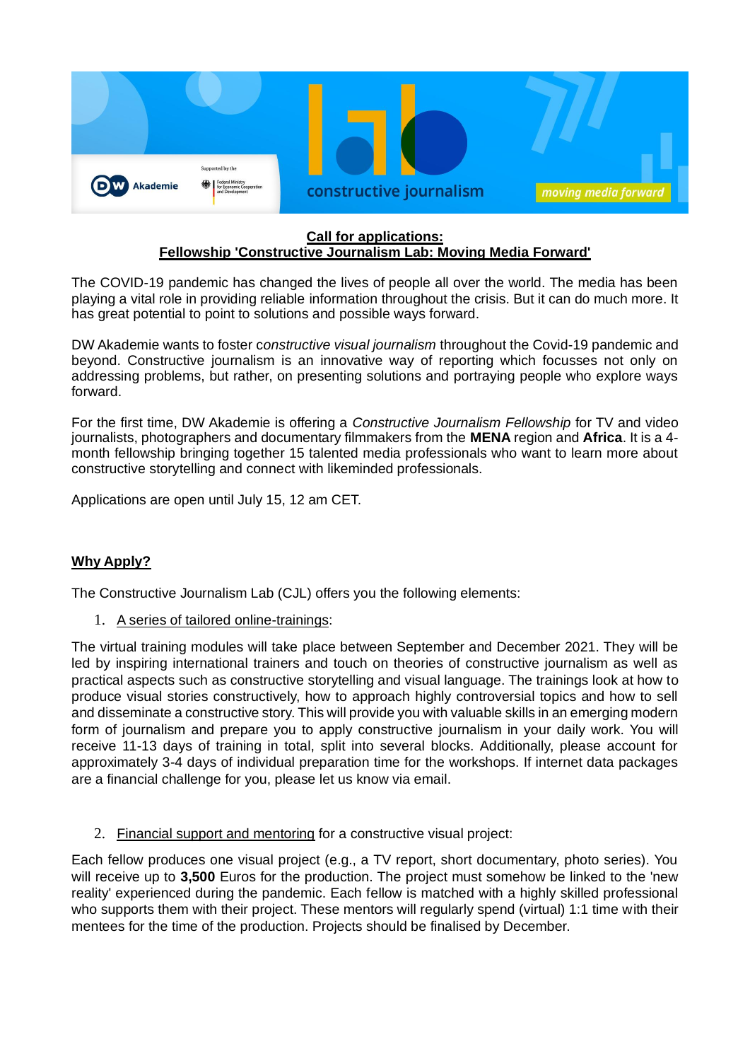**Call for applications:**
**Fellowship 'Constructive Journalism Lab: Moving Media Forward'**

The COVID-19 pandemic has changed the lives of people all over the world. The media has been playing a vital role in providing reliable information throughout the crisis. But it can do much more. It has great potential to point to solutions and possible ways forward.

DW Akademie wants to foster c*onstructive visual journalism* throughout the Covid-19 pandemic and beyond. Constructive journalism is an innovative way of reporting which focusses not only on addressing problems, but rather, on presenting solutions and portraying people who explore ways forward.

For the first time, DW Akademie is offering a *Constructive Journalism Fellowship* for TV and video journalists, photographers and documentary filmmakers from the **MENA** region and **Africa**. It is a 4-month fellowship bringing together 15 talented media professionals who want to learn more about constructive storytelling and connect with likeminded professionals.

Applications are open until July 15, 12 am CET.

## Why Apply?

The Constructive Journalism Lab (CJL) offers you the following elements:

1. A series of tailored online-trainings:

The virtual training modules will take place between September and December 2021. They will be led by inspiring international trainers and touch on theories of constructive journalism as well as practical aspects such as constructive storytelling and visual language. The trainings look at how to produce visual stories constructively, how to approach highly controversial topics and how to sell and disseminate a constructive story. This will provide you with valuable skills in an emerging modern form of journalism and prepare you to apply constructive journalism in your daily work. You will receive 11-13 days of training in total, split into several blocks. Additionally, please account for approximately 3-4 days of individual preparation time for the workshops. If internet data packages are a financial challenge for you, please let us know via email.

2. Financial support and mentoring for a constructive visual project:

Each fellow produces one visual project (e.g., a TV report, short documentary, photo series). You will receive up to **3,500** Euros for the production. The project must somehow be linked to the 'new reality' experienced during the pandemic. Each fellow is matched with a highly skilled professional who supports them with their project. These mentors will regularly spend (virtual) 1:1 time with their mentees for the time of the production. Projects should be finalised by December.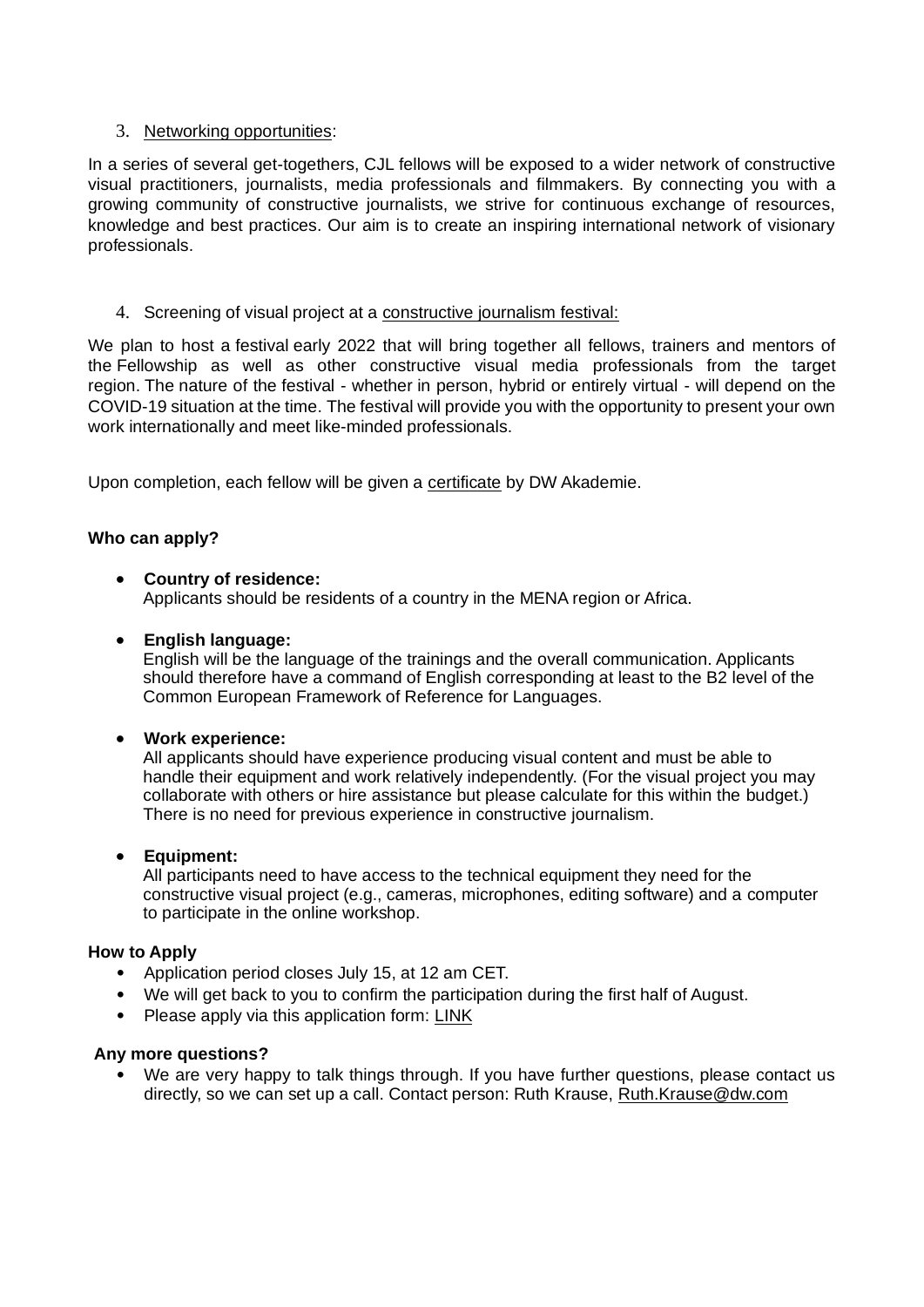3. Networking opportunities:

In a series of several get-togethers, CJL fellows will be exposed to a wider network of constructive visual practitioners, journalists, media professionals and filmmakers. By connecting you with a growing community of constructive journalists, we strive for continuous exchange of resources, knowledge and best practices. Our aim is to create an inspiring international network of visionary professionals.

4. Screening of visual project at a constructive journalism festival:

We plan to host a festival early 2022 that will bring together all fellows, trainers and mentors of the Fellowship as well as other constructive visual media professionals from the target region. The nature of the festival - whether in person, hybrid or entirely virtual - will depend on the COVID-19 situation at the time. The festival will provide you with the opportunity to present your own work internationally and meet like-minded professionals.

Upon completion, each fellow will be given a certificate by DW Akademie.

**Who can apply?**

- **Country of residence:**
  Applicants should be residents of a country in the MENA region or Africa.

- **English language:**
  English will be the language of the trainings and the overall communication. Applicants should therefore have a command of English corresponding at least to the B2 level of the Common European Framework of Reference for Languages.

- **Work experience:**
  All applicants should have experience producing visual content and must be able to handle their equipment and work relatively independently. (For the visual project you may collaborate with others or hire assistance but please calculate for this within the budget.) There is no need for previous experience in constructive journalism.

- **Equipment:**
  All participants need to have access to the technical equipment they need for the constructive visual project (e.g., cameras, microphones, editing software) and a computer to participate in the online workshop.

**How to Apply**

- Application period closes July 15, at 12 am CET.
- We will get back to you to confirm the participation during the first half of August.
- Please apply via this application form: LINK

**Any more questions?**

- We are very happy to talk things through. If you have further questions, please contact us directly, so we can set up a call. Contact person: Ruth Krause, Ruth.Krause@dw.com